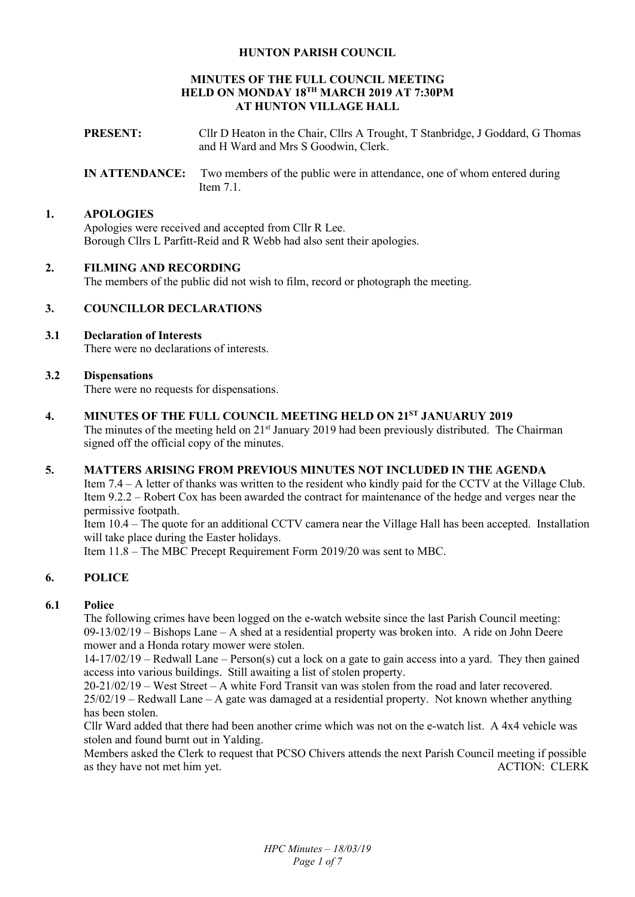# HUNTON PARISH COUNCIL

## MINUTES OF THE FULL COUNCIL MEETING HELD ON MONDAY 18TH MARCH 2019 AT 7:30PM AT HUNTON VILLAGE HALL

**PRESENT:** Cllr D Heaton in the Chair, Cllrs A Trought, T Stanbridge, J Goddard, G Thomas and H Ward and Mrs S Goodwin, Clerk.

**IN ATTENDANCE:** Two members of the public were in attendance, one of whom entered during Item 7.1.

### 1. APOLOGIES

Apologies were received and accepted from Cllr R Lee.
Borough Cllrs L Parfitt-Reid and R Webb had also sent their apologies.

### 2. FILMING AND RECORDING

The members of the public did not wish to film, record or photograph the meeting.

### 3. COUNCILLOR DECLARATIONS

#### 3.1 Declaration of Interests

There were no declarations of interests.

#### 3.2 Dispensations

There were no requests for dispensations.

### 4. MINUTES OF THE FULL COUNCIL MEETING HELD ON 21ST JANUARUY 2019

The minutes of the meeting held on 21st January 2019 had been previously distributed. The Chairman signed off the official copy of the minutes.

### 5. MATTERS ARISING FROM PREVIOUS MINUTES NOT INCLUDED IN THE AGENDA

Item 7.4 – A letter of thanks was written to the resident who kindly paid for the CCTV at the Village Club.
Item 9.2.2 – Robert Cox has been awarded the contract for maintenance of the hedge and verges near the permissive footpath.
Item 10.4 – The quote for an additional CCTV camera near the Village Hall has been accepted. Installation will take place during the Easter holidays.
Item 11.8 – The MBC Precept Requirement Form 2019/20 was sent to MBC.

### 6. POLICE

#### 6.1 Police

The following crimes have been logged on the e-watch website since the last Parish Council meeting:
09-13/02/19 – Bishops Lane – A shed at a residential property was broken into. A ride on John Deere mower and a Honda rotary mower were stolen.
14-17/02/19 – Redwall Lane – Person(s) cut a lock on a gate to gain access into a yard. They then gained access into various buildings. Still awaiting a list of stolen property.
20-21/02/19 – West Street – A white Ford Transit van was stolen from the road and later recovered.
25/02/19 – Redwall Lane – A gate was damaged at a residential property. Not known whether anything has been stolen.
Cllr Ward added that there had been another crime which was not on the e-watch list. A 4x4 vehicle was stolen and found burnt out in Yalding.
Members asked the Clerk to request that PCSO Chivers attends the next Parish Council meeting if possible as they have not met him yet. ACTION: CLERK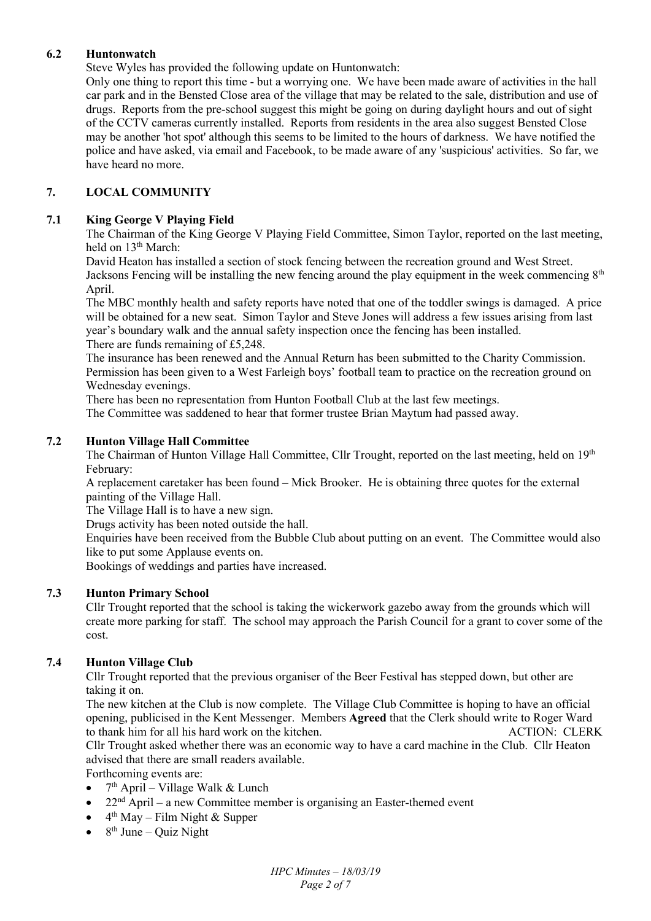### 6.2 Huntonwatch

Steve Wyles has provided the following update on Huntonwatch:

Only one thing to report this time - but a worrying one. We have been made aware of activities in the hall car park and in the Bensted Close area of the village that may be related to the sale, distribution and use of drugs. Reports from the pre-school suggest this might be going on during daylight hours and out of sight of the CCTV cameras currently installed. Reports from residents in the area also suggest Bensted Close may be another 'hot spot' although this seems to be limited to the hours of darkness. We have notified the police and have asked, via email and Facebook, to be made aware of any 'suspicious' activities. So far, we have heard no more.

## 7. LOCAL COMMUNITY

### 7.1 King George V Playing Field

The Chairman of the King George V Playing Field Committee, Simon Taylor, reported on the last meeting, held on 13th March:

David Heaton has installed a section of stock fencing between the recreation ground and West Street. Jacksons Fencing will be installing the new fencing around the play equipment in the week commencing 8th April.

The MBC monthly health and safety reports have noted that one of the toddler swings is damaged. A price will be obtained for a new seat. Simon Taylor and Steve Jones will address a few issues arising from last year's boundary walk and the annual safety inspection once the fencing has been installed.

There are funds remaining of £5,248.

The insurance has been renewed and the Annual Return has been submitted to the Charity Commission.

Permission has been given to a West Farleigh boys' football team to practice on the recreation ground on Wednesday evenings.

There has been no representation from Hunton Football Club at the last few meetings.

The Committee was saddened to hear that former trustee Brian Maytum had passed away.

### 7.2 Hunton Village Hall Committee

The Chairman of Hunton Village Hall Committee, Cllr Trought, reported on the last meeting, held on 19th February:

A replacement caretaker has been found – Mick Brooker. He is obtaining three quotes for the external painting of the Village Hall.

The Village Hall is to have a new sign.

Drugs activity has been noted outside the hall.

Enquiries have been received from the Bubble Club about putting on an event. The Committee would also like to put some Applause events on.

Bookings of weddings and parties have increased.

### 7.3 Hunton Primary School

Cllr Trought reported that the school is taking the wickerwork gazebo away from the grounds which will create more parking for staff. The school may approach the Parish Council for a grant to cover some of the cost.

### 7.4 Hunton Village Club

Cllr Trought reported that the previous organiser of the Beer Festival has stepped down, but other are taking it on.

The new kitchen at the Club is now complete. The Village Club Committee is hoping to have an official opening, publicised in the Kent Messenger. Members **Agreed** that the Clerk should write to Roger Ward to thank him for all his hard work on the kitchen. ACTION: CLERK

Cllr Trought asked whether there was an economic way to have a card machine in the Club. Cllr Heaton advised that there are small readers available.

Forthcoming events are:

- 7th April – Village Walk & Lunch
- 22nd April – a new Committee member is organising an Easter-themed event
- 4th May – Film Night & Supper
- 8th June – Quiz Night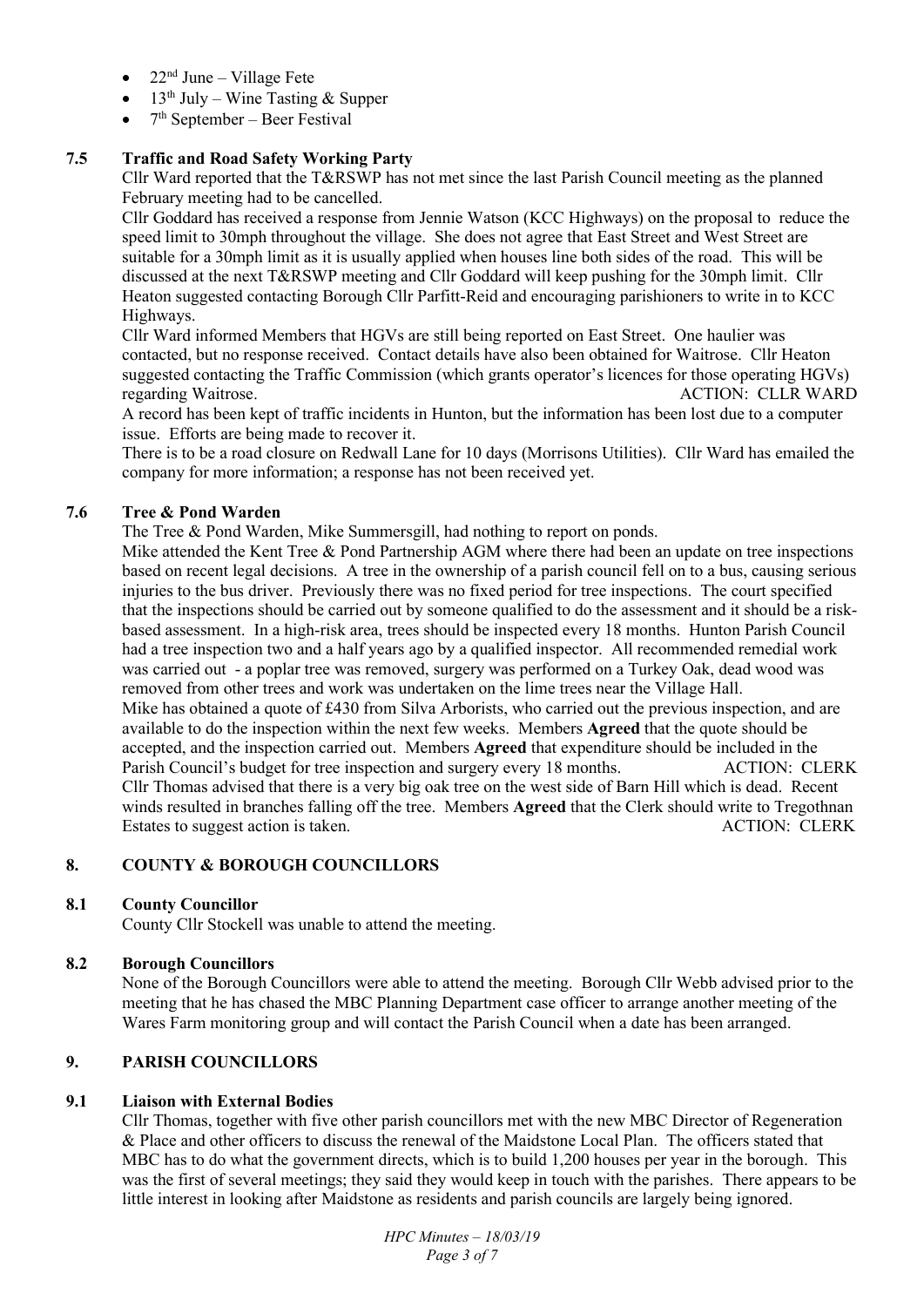- 22nd June – Village Fete
- 13th July – Wine Tasting & Supper
- 7th September – Beer Festival

### 7.5 Traffic and Road Safety Working Party

Cllr Ward reported that the T&RSWP has not met since the last Parish Council meeting as the planned February meeting had to be cancelled.

Cllr Goddard has received a response from Jennie Watson (KCC Highways) on the proposal to reduce the speed limit to 30mph throughout the village. She does not agree that East Street and West Street are suitable for a 30mph limit as it is usually applied when houses line both sides of the road. This will be discussed at the next T&RSWP meeting and Cllr Goddard will keep pushing for the 30mph limit. Cllr Heaton suggested contacting Borough Cllr Parfitt-Reid and encouraging parishioners to write in to KCC Highways.

Cllr Ward informed Members that HGVs are still being reported on East Street. One haulier was contacted, but no response received. Contact details have also been obtained for Waitrose. Cllr Heaton suggested contacting the Traffic Commission (which grants operator's licences for those operating HGVs) regarding Waitrose. ACTION: CLLR WARD

A record has been kept of traffic incidents in Hunton, but the information has been lost due to a computer issue. Efforts are being made to recover it.

There is to be a road closure on Redwall Lane for 10 days (Morrisons Utilities). Cllr Ward has emailed the company for more information; a response has not been received yet.

### 7.6 Tree & Pond Warden

The Tree & Pond Warden, Mike Summersgill, had nothing to report on ponds.

Mike attended the Kent Tree & Pond Partnership AGM where there had been an update on tree inspections based on recent legal decisions. A tree in the ownership of a parish council fell on to a bus, causing serious injuries to the bus driver. Previously there was no fixed period for tree inspections. The court specified that the inspections should be carried out by someone qualified to do the assessment and it should be a risk-based assessment. In a high-risk area, trees should be inspected every 18 months. Hunton Parish Council had a tree inspection two and a half years ago by a qualified inspector. All recommended remedial work was carried out - a poplar tree was removed, surgery was performed on a Turkey Oak, dead wood was removed from other trees and work was undertaken on the lime trees near the Village Hall.

Mike has obtained a quote of £430 from Silva Arborists, who carried out the previous inspection, and are available to do the inspection within the next few weeks. Members **Agreed** that the quote should be accepted, and the inspection carried out. Members **Agreed** that expenditure should be included in the Parish Council's budget for tree inspection and surgery every 18 months. ACTION: CLERK

Cllr Thomas advised that there is a very big oak tree on the west side of Barn Hill which is dead. Recent winds resulted in branches falling off the tree. Members **Agreed** that the Clerk should write to Tregothnan Estates to suggest action is taken. ACTION: CLERK

## 8. COUNTY & BOROUGH COUNCILLORS

### 8.1 County Councillor

County Cllr Stockell was unable to attend the meeting.

### 8.2 Borough Councillors

None of the Borough Councillors were able to attend the meeting. Borough Cllr Webb advised prior to the meeting that he has chased the MBC Planning Department case officer to arrange another meeting of the Wares Farm monitoring group and will contact the Parish Council when a date has been arranged.

## 9. PARISH COUNCILLORS

### 9.1 Liaison with External Bodies

Cllr Thomas, together with five other parish councillors met with the new MBC Director of Regeneration & Place and other officers to discuss the renewal of the Maidstone Local Plan. The officers stated that MBC has to do what the government directs, which is to build 1,200 houses per year in the borough. This was the first of several meetings; they said they would keep in touch with the parishes. There appears to be little interest in looking after Maidstone as residents and parish councils are largely being ignored.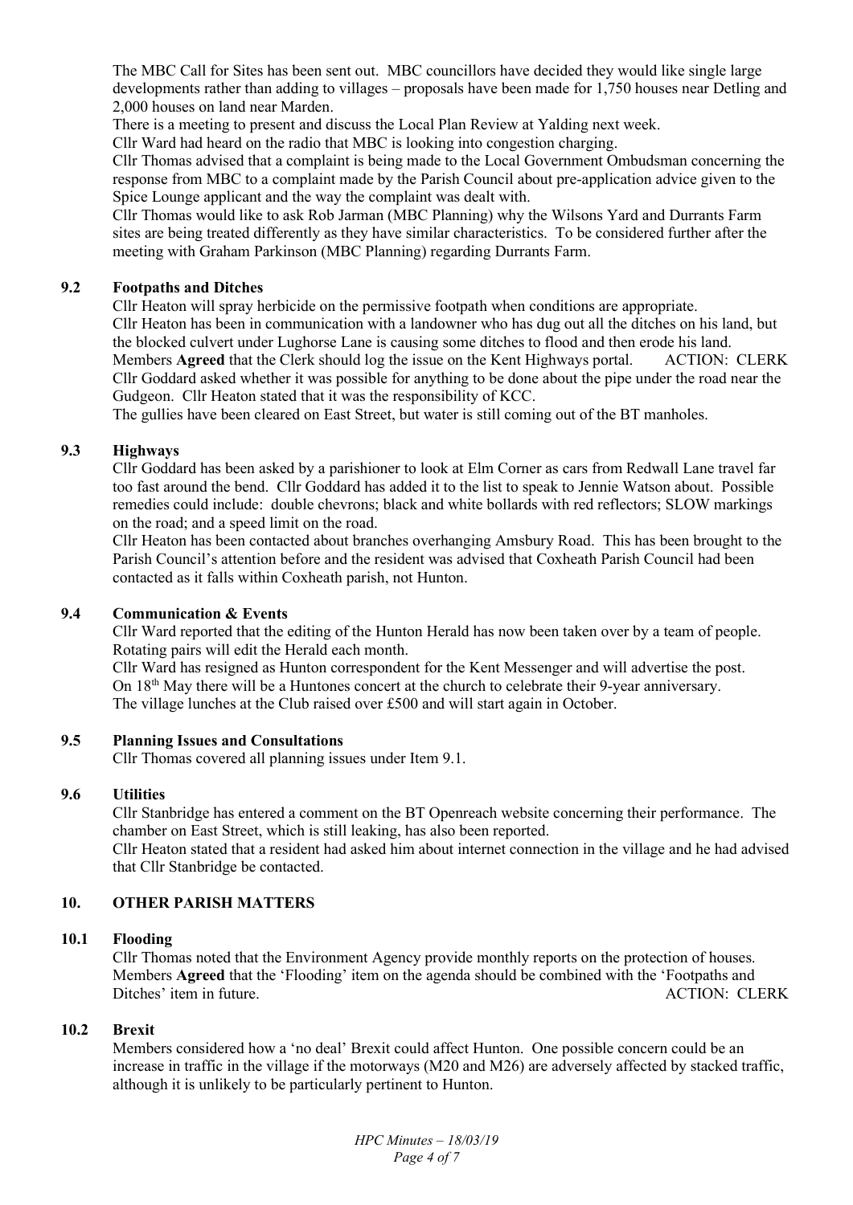The MBC Call for Sites has been sent out. MBC councillors have decided they would like single large developments rather than adding to villages – proposals have been made for 1,750 houses near Detling and 2,000 houses on land near Marden.

There is a meeting to present and discuss the Local Plan Review at Yalding next week.

Cllr Ward had heard on the radio that MBC is looking into congestion charging.

Cllr Thomas advised that a complaint is being made to the Local Government Ombudsman concerning the response from MBC to a complaint made by the Parish Council about pre-application advice given to the Spice Lounge applicant and the way the complaint was dealt with.

Cllr Thomas would like to ask Rob Jarman (MBC Planning) why the Wilsons Yard and Durrants Farm sites are being treated differently as they have similar characteristics. To be considered further after the meeting with Graham Parkinson (MBC Planning) regarding Durrants Farm.

### 9.2 Footpaths and Ditches

Cllr Heaton will spray herbicide on the permissive footpath when conditions are appropriate.

Cllr Heaton has been in communication with a landowner who has dug out all the ditches on his land, but the blocked culvert under Lughorse Lane is causing some ditches to flood and then erode his land. Members **Agreed** that the Clerk should log the issue on the Kent Highways portal. ACTION: CLERK

Cllr Goddard asked whether it was possible for anything to be done about the pipe under the road near the Gudgeon. Cllr Heaton stated that it was the responsibility of KCC.

The gullies have been cleared on East Street, but water is still coming out of the BT manholes.

### 9.3 Highways

Cllr Goddard has been asked by a parishioner to look at Elm Corner as cars from Redwall Lane travel far too fast around the bend. Cllr Goddard has added it to the list to speak to Jennie Watson about. Possible remedies could include: double chevrons; black and white bollards with red reflectors; SLOW markings on the road; and a speed limit on the road.

Cllr Heaton has been contacted about branches overhanging Amsbury Road. This has been brought to the Parish Council's attention before and the resident was advised that Coxheath Parish Council had been contacted as it falls within Coxheath parish, not Hunton.

### 9.4 Communication & Events

Cllr Ward reported that the editing of the Hunton Herald has now been taken over by a team of people. Rotating pairs will edit the Herald each month.

Cllr Ward has resigned as Hunton correspondent for the Kent Messenger and will advertise the post.

On 18th May there will be a Huntones concert at the church to celebrate their 9-year anniversary.

The village lunches at the Club raised over £500 and will start again in October.

### 9.5 Planning Issues and Consultations

Cllr Thomas covered all planning issues under Item 9.1.

### 9.6 Utilities

Cllr Stanbridge has entered a comment on the BT Openreach website concerning their performance. The chamber on East Street, which is still leaking, has also been reported.

Cllr Heaton stated that a resident had asked him about internet connection in the village and he had advised that Cllr Stanbridge be contacted.

## 10. OTHER PARISH MATTERS

### 10.1 Flooding

Cllr Thomas noted that the Environment Agency provide monthly reports on the protection of houses. Members **Agreed** that the 'Flooding' item on the agenda should be combined with the 'Footpaths and Ditches' item in future. ACTION: CLERK

### 10.2 Brexit

Members considered how a 'no deal' Brexit could affect Hunton. One possible concern could be an increase in traffic in the village if the motorways (M20 and M26) are adversely affected by stacked traffic, although it is unlikely to be particularly pertinent to Hunton.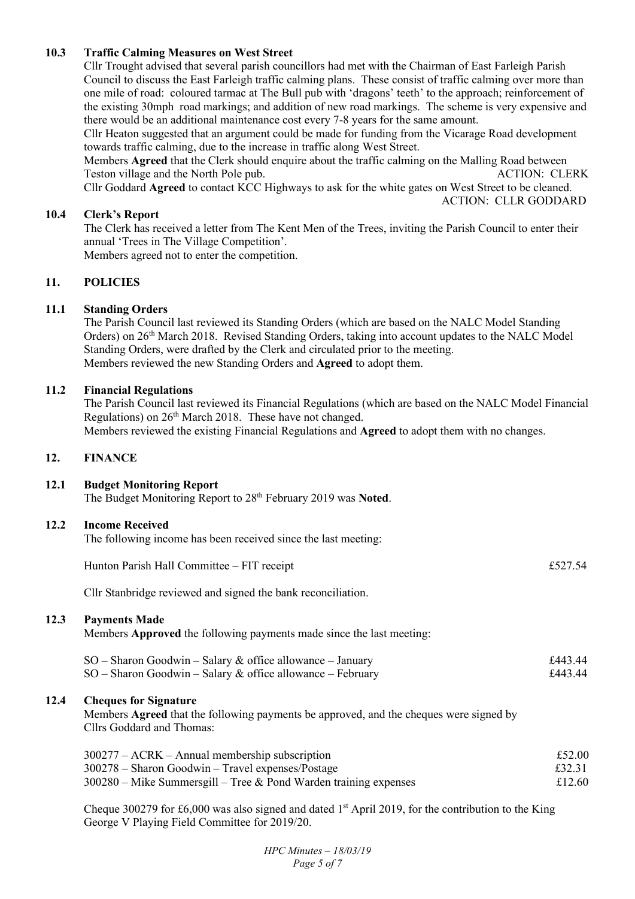### 10.3 Traffic Calming Measures on West Street

Cllr Trought advised that several parish councillors had met with the Chairman of East Farleigh Parish Council to discuss the East Farleigh traffic calming plans. These consist of traffic calming over more than one mile of road: coloured tarmac at The Bull pub with 'dragons' teeth' to the approach; reinforcement of the existing 30mph road markings; and addition of new road markings. The scheme is very expensive and there would be an additional maintenance cost every 7-8 years for the same amount.

Cllr Heaton suggested that an argument could be made for funding from the Vicarage Road development towards traffic calming, due to the increase in traffic along West Street.

Members **Agreed** that the Clerk should enquire about the traffic calming on the Malling Road between Teston village and the North Pole pub. ACTION: CLERK

Cllr Goddard **Agreed** to contact KCC Highways to ask for the white gates on West Street to be cleaned. ACTION: CLLR GODDARD

### 10.4 Clerk's Report

The Clerk has received a letter from The Kent Men of the Trees, inviting the Parish Council to enter their annual 'Trees in The Village Competition'.

Members agreed not to enter the competition.

## 11. POLICIES

### 11.1 Standing Orders

The Parish Council last reviewed its Standing Orders (which are based on the NALC Model Standing Orders) on 26th March 2018. Revised Standing Orders, taking into account updates to the NALC Model Standing Orders, were drafted by the Clerk and circulated prior to the meeting.

Members reviewed the new Standing Orders and **Agreed** to adopt them.

### 11.2 Financial Regulations

The Parish Council last reviewed its Financial Regulations (which are based on the NALC Model Financial Regulations) on 26th March 2018. These have not changed.

Members reviewed the existing Financial Regulations and **Agreed** to adopt them with no changes.

## 12. FINANCE

### 12.1 Budget Monitoring Report

The Budget Monitoring Report to 28th February 2019 was **Noted**.

### 12.2 Income Received

The following income has been received since the last meeting:

| | |
|---|---|
| Hunton Parish Hall Committee – FIT receipt | £527.54 |

Cllr Stanbridge reviewed and signed the bank reconciliation.

### 12.3 Payments Made

Members **Approved** the following payments made since the last meeting:

| | |
|---|---|
| SO – Sharon Goodwin – Salary & office allowance – January | £443.44 |
| SO – Sharon Goodwin – Salary & office allowance – February | £443.44 |

### 12.4 Cheques for Signature

Members **Agreed** that the following payments be approved, and the cheques were signed by Cllrs Goddard and Thomas:

| | |
|---|---|
| 300277 – ACRK – Annual membership subscription | £52.00 |
| 300278 – Sharon Goodwin – Travel expenses/Postage | £32.31 |
| 300280 – Mike Summersgill – Tree & Pond Warden training expenses | £12.60 |

Cheque 300279 for £6,000 was also signed and dated 1st April 2019, for the contribution to the King George V Playing Field Committee for 2019/20.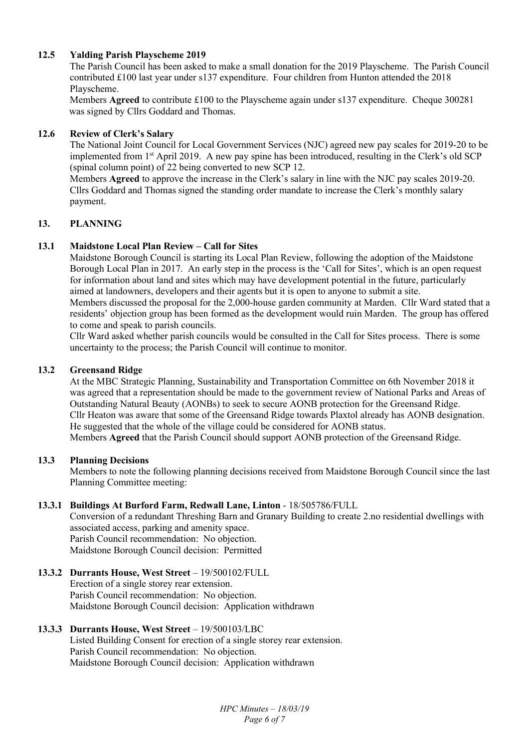### 12.5 Yalding Parish Playscheme 2019

The Parish Council has been asked to make a small donation for the 2019 Playscheme. The Parish Council contributed £100 last year under s137 expenditure. Four children from Hunton attended the 2018 Playscheme.

Members **Agreed** to contribute £100 to the Playscheme again under s137 expenditure. Cheque 300281 was signed by Cllrs Goddard and Thomas.

### 12.6 Review of Clerk's Salary

The National Joint Council for Local Government Services (NJC) agreed new pay scales for 2019-20 to be implemented from 1st April 2019. A new pay spine has been introduced, resulting in the Clerk's old SCP (spinal column point) of 22 being converted to new SCP 12.

Members **Agreed** to approve the increase in the Clerk's salary in line with the NJC pay scales 2019-20. Cllrs Goddard and Thomas signed the standing order mandate to increase the Clerk's monthly salary payment.

## 13. PLANNING

### 13.1 Maidstone Local Plan Review – Call for Sites

Maidstone Borough Council is starting its Local Plan Review, following the adoption of the Maidstone Borough Local Plan in 2017. An early step in the process is the 'Call for Sites', which is an open request for information about land and sites which may have development potential in the future, particularly aimed at landowners, developers and their agents but it is open to anyone to submit a site.

Members discussed the proposal for the 2,000-house garden community at Marden. Cllr Ward stated that a residents' objection group has been formed as the development would ruin Marden. The group has offered to come and speak to parish councils.

Cllr Ward asked whether parish councils would be consulted in the Call for Sites process. There is some uncertainty to the process; the Parish Council will continue to monitor.

### 13.2 Greensand Ridge

At the MBC Strategic Planning, Sustainability and Transportation Committee on 6th November 2018 it was agreed that a representation should be made to the government review of National Parks and Areas of Outstanding Natural Beauty (AONBs) to seek to secure AONB protection for the Greensand Ridge.

Cllr Heaton was aware that some of the Greensand Ridge towards Plaxtol already has AONB designation. He suggested that the whole of the village could be considered for AONB status.

Members **Agreed** that the Parish Council should support AONB protection of the Greensand Ridge.

### 13.3 Planning Decisions

Members to note the following planning decisions received from Maidstone Borough Council since the last Planning Committee meeting:

#### 13.3.1 Buildings At Burford Farm, Redwall Lane, Linton - 18/505786/FULL

Conversion of a redundant Threshing Barn and Granary Building to create 2.no residential dwellings with associated access, parking and amenity space.
Parish Council recommendation: No objection.
Maidstone Borough Council decision: Permitted

#### 13.3.2 Durrants House, West Street – 19/500102/FULL

Erection of a single storey rear extension.
Parish Council recommendation: No objection.
Maidstone Borough Council decision: Application withdrawn

#### 13.3.3 Durrants House, West Street – 19/500103/LBC

Listed Building Consent for erection of a single storey rear extension.
Parish Council recommendation: No objection.
Maidstone Borough Council decision: Application withdrawn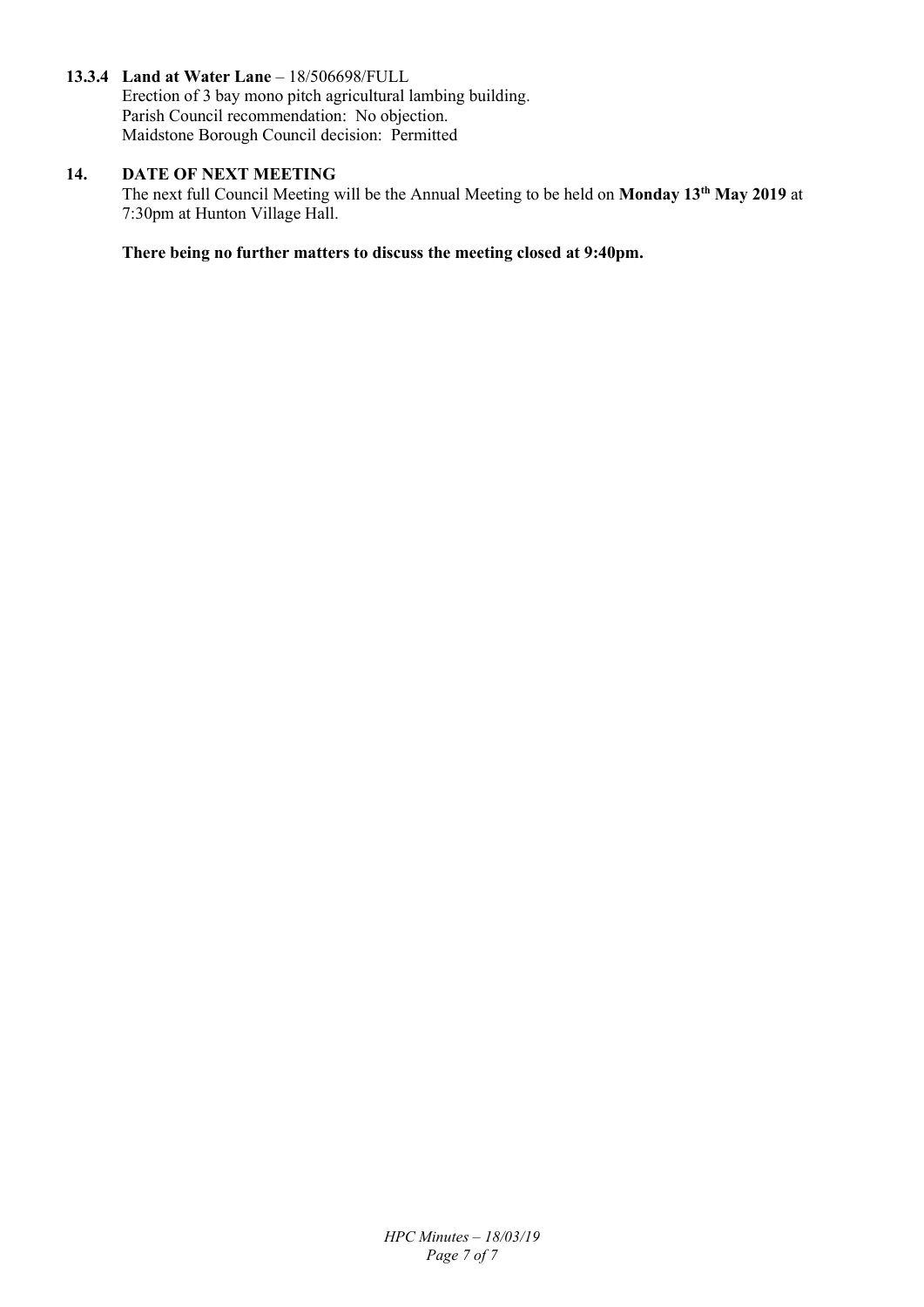**13.3.4 Land at Water Lane** – 18/506698/FULL

Erection of 3 bay mono pitch agricultural lambing building.
Parish Council recommendation: No objection.
Maidstone Borough Council decision: Permitted

## 14. DATE OF NEXT MEETING

The next full Council Meeting will be the Annual Meeting to be held on **Monday 13th May 2019** at 7:30pm at Hunton Village Hall.

**There being no further matters to discuss the meeting closed at 9:40pm.**